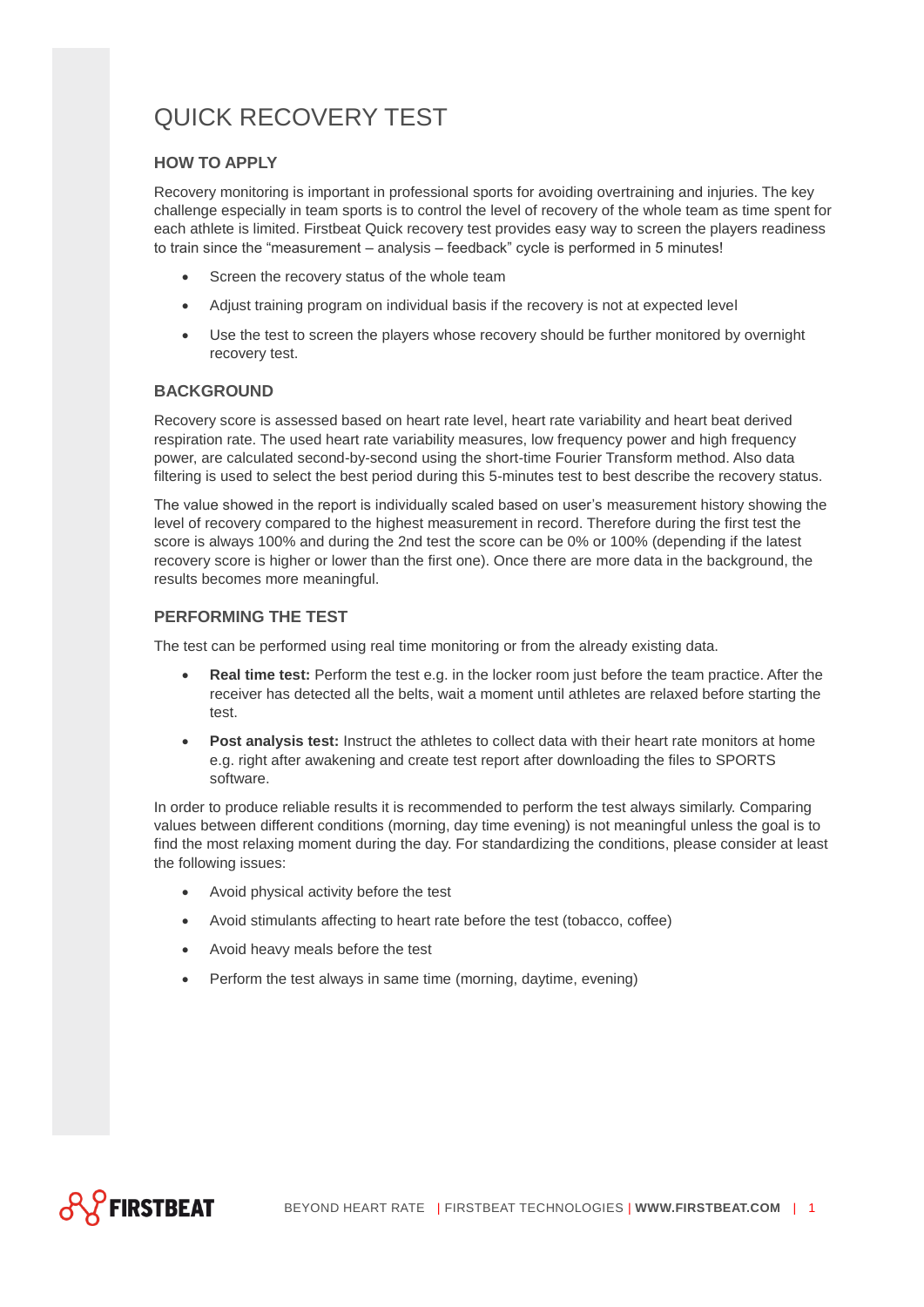# QUICK RECOVERY TEST

## HOW TO APPLY

Recovery monitoring is important in professional sports for avoiding overtraining and injuries. The key challenge especially in team sports is to control the level of recovery of the whole team as time spent for each athlete is limited. Firstbeat Quick recovery test provides easy way to screen the players readiness to train since the "measurement – analysis – feedback" cycle is performed in 5 minutes!

- Screen the recovery status of the whole team
- Adjust training program on individual basis if the recovery is not at expected level
- Use the test to screen the players whose recovery should be further monitored by overnight recovery test.

## BACKGROUND

Recovery score is assessed based on heart rate level, heart rate variability and heart beat derived respiration rate. The used heart rate variability measures, low frequency power and high frequency power, are calculated second-by-second using the short-time Fourier Transform method. Also data filtering is used to select the best period during this 5-minutes test to best describe the recovery status.

The value showed in the report is individually scaled based on user's measurement history showing the level of recovery compared to the highest measurement in record. Therefore during the first test the score is always 100% and during the 2nd test the score can be 0% or 100% (depending if the latest recovery score is higher or lower than the first one). Once there are more data in the background, the results becomes more meaningful.

## PERFORMING THE TEST

The test can be performed using real time monitoring or from the already existing data.

- **Real time test:** Perform the test e.g. in the locker room just before the team practice. After the receiver has detected all the belts, wait a moment until athletes are relaxed before starting the test.
- **Post analysis test:** Instruct the athletes to collect data with their heart rate monitors at home e.g. right after awakening and create test report after downloading the files to SPORTS software.

In order to produce reliable results it is recommended to perform the test always similarly. Comparing values between different conditions (morning, day time evening) is not meaningful unless the goal is to find the most relaxing moment during the day. For standardizing the conditions, please consider at least the following issues:

- Avoid physical activity before the test
- Avoid stimulants affecting to heart rate before the test (tobacco, coffee)
- Avoid heavy meals before the test
- Perform the test always in same time (morning, daytime, evening)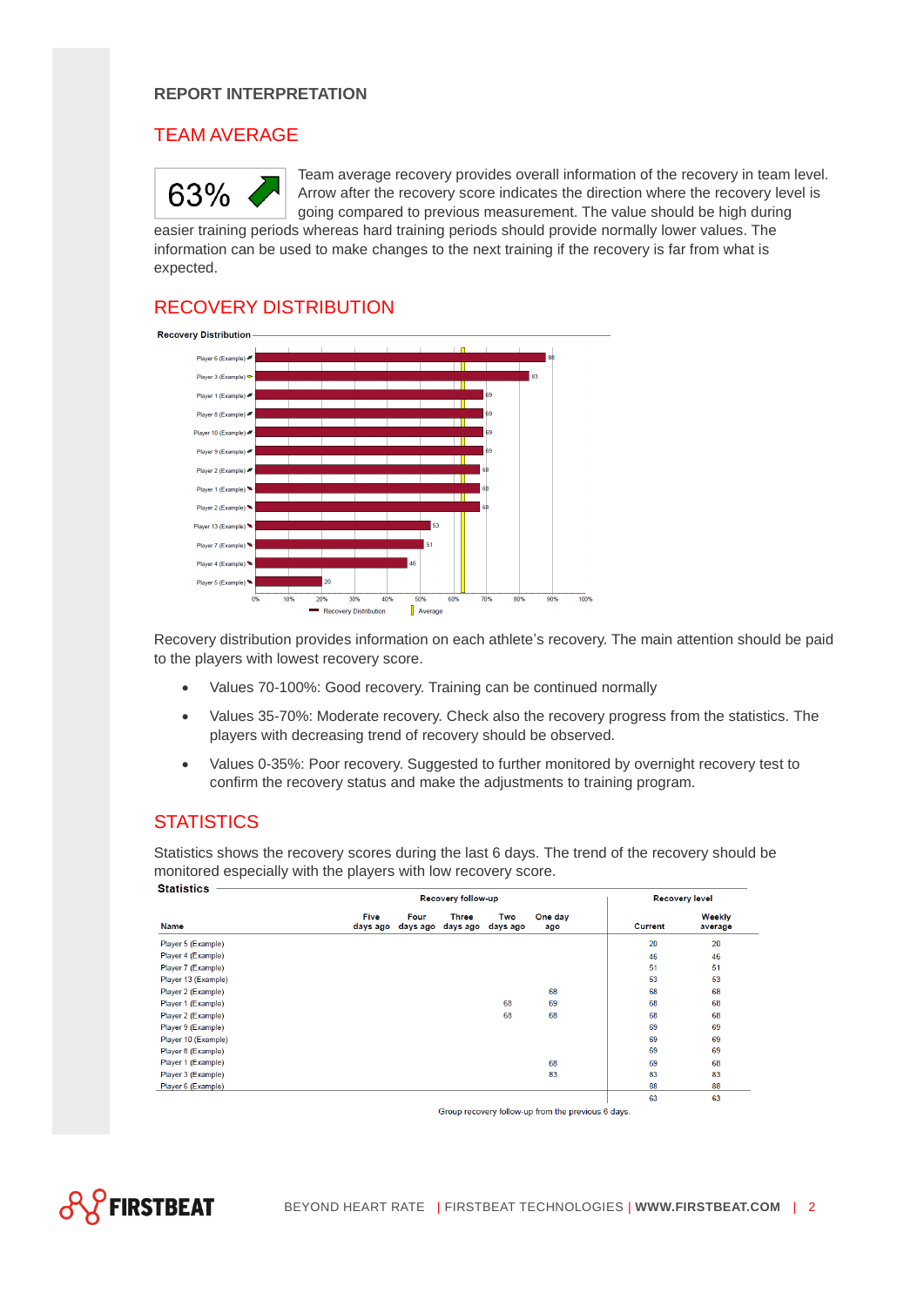## REPORT INTERPRETATION

### TEAM AVERAGE

63%

Team average recovery provides overall information of the recovery in team level. Arrow after the recovery score indicates the direction where the recovery level is going compared to previous measurement. The value should be high during easier training periods whereas hard training periods should provide normally lower values. The information can be used to make changes to the next training if the recovery is far from what is expected.

### RECOVERY DISTRIBUTION

Recovery Distribution

Player 6 (Example) 88
Player 3 (Example) 83
Player 1 (Example) 69
Player 8 (Example) 69
Player 10 (Example) 69
Player 9 (Example) 69
Player 2 (Example) 68
Player 1 (Example) 68
Player 2 (Example) 68
Player 13 (Example) 53
Player 7 (Example) 51
Player 4 (Example) 46
Player 5 (Example) 20

0% 10% 20% 30% 40% 50% 60% 70% 80% 90% 100%

Recovery Distribution
Average

Recovery distribution provides information on each athlete's recovery. The main attention should be paid to the players with lowest recovery score.

- Values 70-100%: Good recovery. Training can be continued normally
- Values 35-70%: Moderate recovery. Check also the recovery progress from the statistics. The players with decreasing trend of recovery should be observed.
- Values 0-35%: Poor recovery. Suggested to further monitored by overnight recovery test to confirm the recovery status and make the adjustments to training program.

### STATISTICS

Statistics shows the recovery scores during the last 6 days. The trend of the recovery should be monitored especially with the players with low recovery score.

**Statistics**

| | Recovery follow-up | | | | | Recovery level | |
|---|---|---|---|---|---|---|---|
| Name | Five days ago | Four days ago | Three days ago | Two days ago | One day ago | Current | Weekly average |
| Player 5 (Example) | | | | | | 20 | 20 |
| Player 4 (Example) | | | | | | 46 | 46 |
| Player 7 (Example) | | | | | | 51 | 51 |
| Player 13 (Example) | | | | | | 53 | 53 |
| Player 2 (Example) | | | | | 68 | 68 | 68 |
| Player 1 (Example) | | | | 68 | 69 | 68 | 68 |
| Player 2 (Example) | | | | 68 | 68 | 68 | 68 |
| Player 9 (Example) | | | | | | 69 | 69 |
| Player 10 (Example) | | | | | | 69 | 69 |
| Player 8 (Example) | | | | | | 69 | 69 |
| Player 1 (Example) | | | | | 68 | 69 | 68 |
| Player 3 (Example) | | | | | 83 | 83 | 83 |
| Player 6 (Example) | | | | | | 88 | 88 |
| | | | | | | 63 | 63 |

Group recovery follow-up from the previous 6 days.